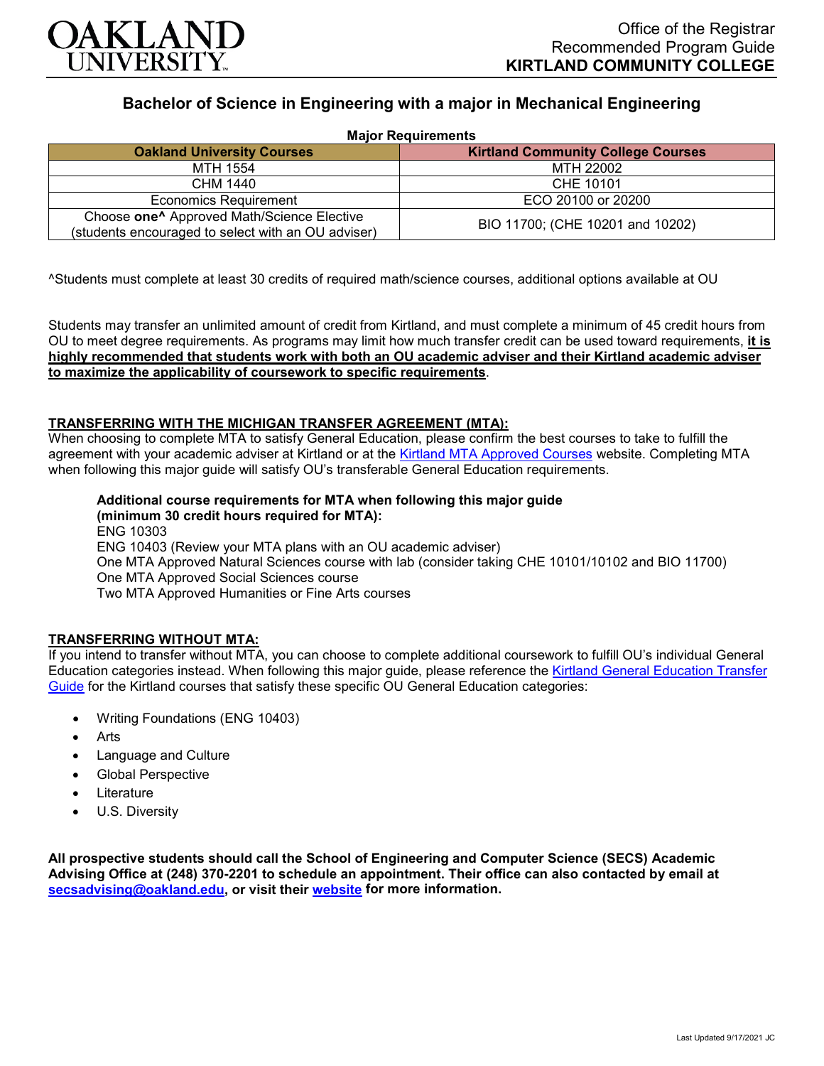Office of the Registrar
Recommended Program Guide
**KIRTLAND COMMUNITY COLLEGE**

# Bachelor of Science in Engineering with a major in Mechanical Engineering

**Major Requirements**

| Oakland University Courses | Kirtland Community College Courses |
|---|---|
| MTH 1554 | MTH 22002 |
| CHM 1440 | CHE 10101 |
| Economics Requirement | ECO 20100 or 20200 |
| Choose **one^** Approved Math/Science Elective (students encouraged to select with an OU adviser) | BIO 11700; (CHE 10201 and 10202) |

^Students must complete at least 30 credits of required math/science courses, additional options available at OU

Students may transfer an unlimited amount of credit from Kirtland, and must complete a minimum of 45 credit hours from OU to meet degree requirements. As programs may limit how much transfer credit can be used toward requirements, **it is highly recommended that students work with both an OU academic adviser and their Kirtland academic adviser to maximize the applicability of coursework to specific requirements**.

## TRANSFERRING WITH THE MICHIGAN TRANSFER AGREEMENT (MTA):

When choosing to complete MTA to satisfy General Education, please confirm the best courses to take to fulfill the agreement with your academic adviser at Kirtland or at the Kirtland MTA Approved Courses website. Completing MTA when following this major guide will satisfy OU's transferable General Education requirements.

**Additional course requirements for MTA when following this major guide (minimum 30 credit hours required for MTA):**
ENG 10303
ENG 10403 (Review your MTA plans with an OU academic adviser)
One MTA Approved Natural Sciences course with lab (consider taking CHE 10101/10102 and BIO 11700)
One MTA Approved Social Sciences course
Two MTA Approved Humanities or Fine Arts courses

## TRANSFERRING WITHOUT MTA:

If you intend to transfer without MTA, you can choose to complete additional coursework to fulfill OU's individual General Education categories instead. When following this major guide, please reference the Kirtland General Education Transfer Guide for the Kirtland courses that satisfy these specific OU General Education categories:

- Writing Foundations (ENG 10403)
- Arts
- Language and Culture
- Global Perspective
- Literature
- U.S. Diversity

**All prospective students should call the School of Engineering and Computer Science (SECS) Academic Advising Office at (248) 370-2201 to schedule an appointment. Their office can also contacted by email at secsadvising@oakland.edu, or visit their website for more information.**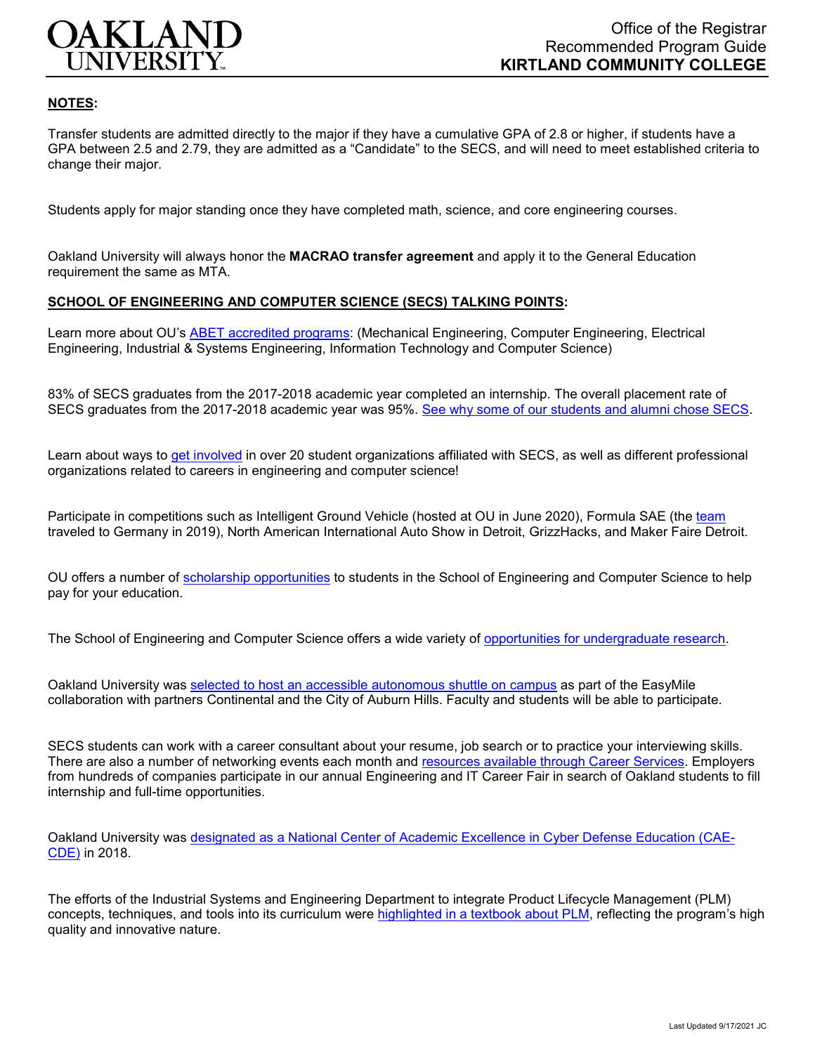## NOTES:

Transfer students are admitted directly to the major if they have a cumulative GPA of 2.8 or higher, if students have a GPA between 2.5 and 2.79, they are admitted as a "Candidate" to the SECS, and will need to meet established criteria to change their major.

Students apply for major standing once they have completed math, science, and core engineering courses.

Oakland University will always honor the **MACRAO transfer agreement** and apply it to the General Education requirement the same as MTA.

## SCHOOL OF ENGINEERING AND COMPUTER SCIENCE (SECS) TALKING POINTS:

Learn more about OU's ABET accredited programs: (Mechanical Engineering, Computer Engineering, Electrical Engineering, Industrial & Systems Engineering, Information Technology and Computer Science)

83% of SECS graduates from the 2017-2018 academic year completed an internship. The overall placement rate of SECS graduates from the 2017-2018 academic year was 95%. See why some of our students and alumni chose SECS.

Learn about ways to get involved in over 20 student organizations affiliated with SECS, as well as different professional organizations related to careers in engineering and computer science!

Participate in competitions such as Intelligent Ground Vehicle (hosted at OU in June 2020), Formula SAE (the team traveled to Germany in 2019), North American International Auto Show in Detroit, GrizzHacks, and Maker Faire Detroit.

OU offers a number of scholarship opportunities to students in the School of Engineering and Computer Science to help pay for your education.

The School of Engineering and Computer Science offers a wide variety of opportunities for undergraduate research.

Oakland University was selected to host an accessible autonomous shuttle on campus as part of the EasyMile collaboration with partners Continental and the City of Auburn Hills. Faculty and students will be able to participate.

SECS students can work with a career consultant about your resume, job search or to practice your interviewing skills. There are also a number of networking events each month and resources available through Career Services. Employers from hundreds of companies participate in our annual Engineering and IT Career Fair in search of Oakland students to fill internship and full-time opportunities.

Oakland University was designated as a National Center of Academic Excellence in Cyber Defense Education (CAE-CDE) in 2018.

The efforts of the Industrial Systems and Engineering Department to integrate Product Lifecycle Management (PLM) concepts, techniques, and tools into its curriculum were highlighted in a textbook about PLM, reflecting the program's high quality and innovative nature.

Last Updated 9/17/2021 JC